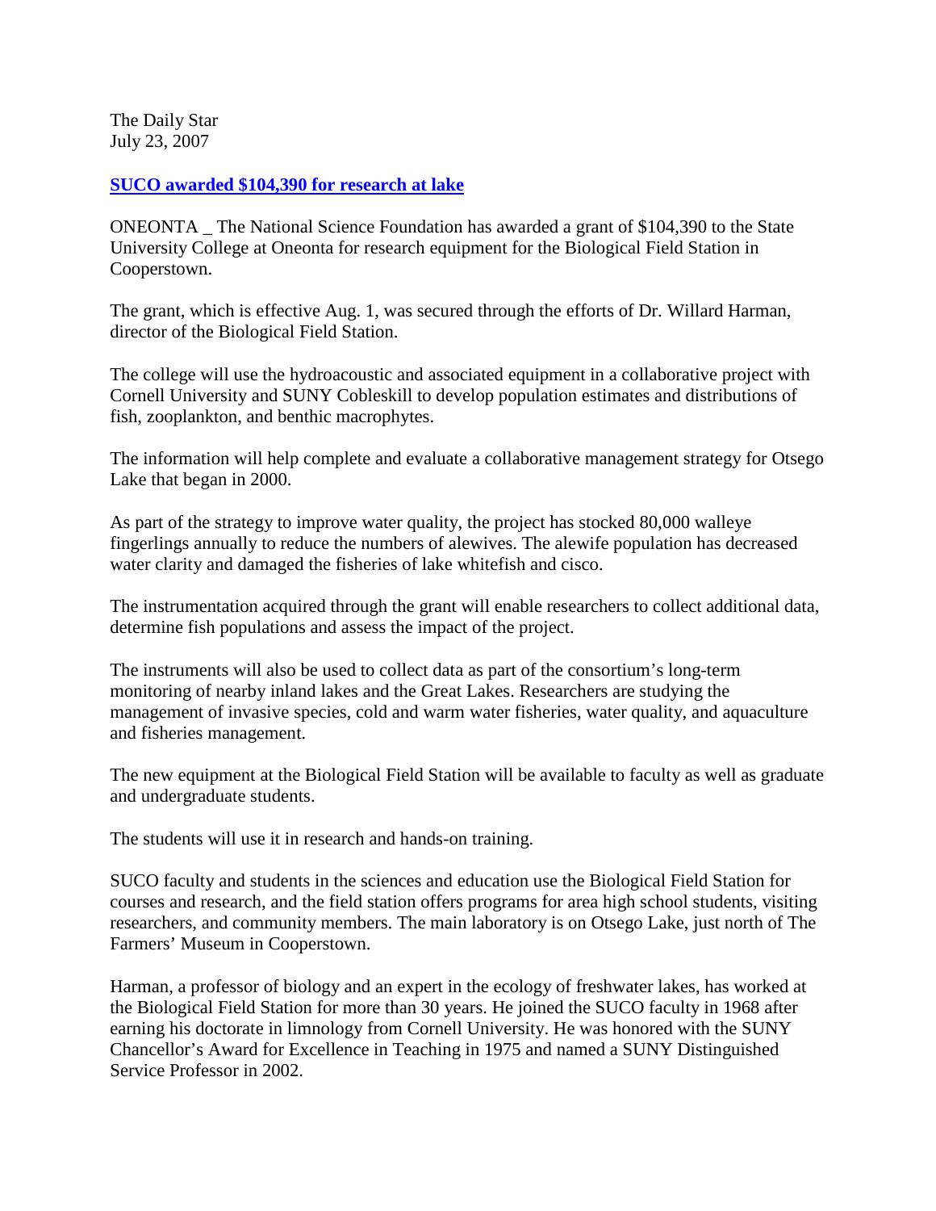The Daily Star
July 23, 2007

## **SUCO awarded $104,390 for research at lake**

ONEONTA _ The National Science Foundation has awarded a grant of $104,390 to the State University College at Oneonta for research equipment for the Biological Field Station in Cooperstown.

The grant, which is effective Aug. 1, was secured through the efforts of Dr. Willard Harman, director of the Biological Field Station.

The college will use the hydroacoustic and associated equipment in a collaborative project with Cornell University and SUNY Cobleskill to develop population estimates and distributions of fish, zooplankton, and benthic macrophytes.

The information will help complete and evaluate a collaborative management strategy for Otsego Lake that began in 2000.

As part of the strategy to improve water quality, the project has stocked 80,000 walleye fingerlings annually to reduce the numbers of alewives. The alewife population has decreased water clarity and damaged the fisheries of lake whitefish and cisco.

The instrumentation acquired through the grant will enable researchers to collect additional data, determine fish populations and assess the impact of the project.

The instruments will also be used to collect data as part of the consortium's long-term monitoring of nearby inland lakes and the Great Lakes. Researchers are studying the management of invasive species, cold and warm water fisheries, water quality, and aquaculture and fisheries management.

The new equipment at the Biological Field Station will be available to faculty as well as graduate and undergraduate students.

The students will use it in research and hands-on training.

SUCO faculty and students in the sciences and education use the Biological Field Station for courses and research, and the field station offers programs for area high school students, visiting researchers, and community members. The main laboratory is on Otsego Lake, just north of The Farmers' Museum in Cooperstown.

Harman, a professor of biology and an expert in the ecology of freshwater lakes, has worked at the Biological Field Station for more than 30 years. He joined the SUCO faculty in 1968 after earning his doctorate in limnology from Cornell University. He was honored with the SUNY Chancellor's Award for Excellence in Teaching in 1975 and named a SUNY Distinguished Service Professor in 2002.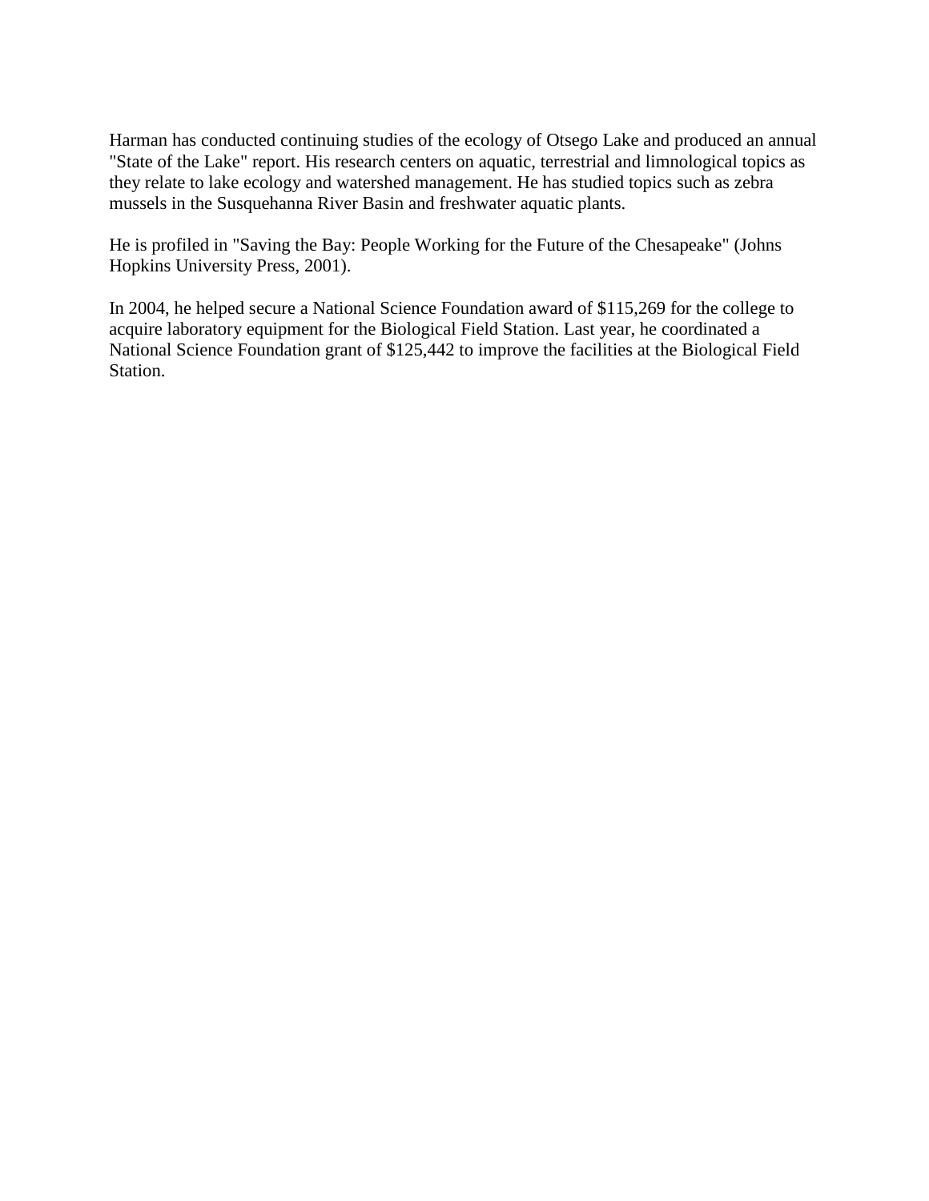Harman has conducted continuing studies of the ecology of Otsego Lake and produced an annual "State of the Lake" report. His research centers on aquatic, terrestrial and limnological topics as they relate to lake ecology and watershed management. He has studied topics such as zebra mussels in the Susquehanna River Basin and freshwater aquatic plants.

He is profiled in "Saving the Bay: People Working for the Future of the Chesapeake" (Johns Hopkins University Press, 2001).

In 2004, he helped secure a National Science Foundation award of $115,269 for the college to acquire laboratory equipment for the Biological Field Station. Last year, he coordinated a National Science Foundation grant of $125,442 to improve the facilities at the Biological Field Station.